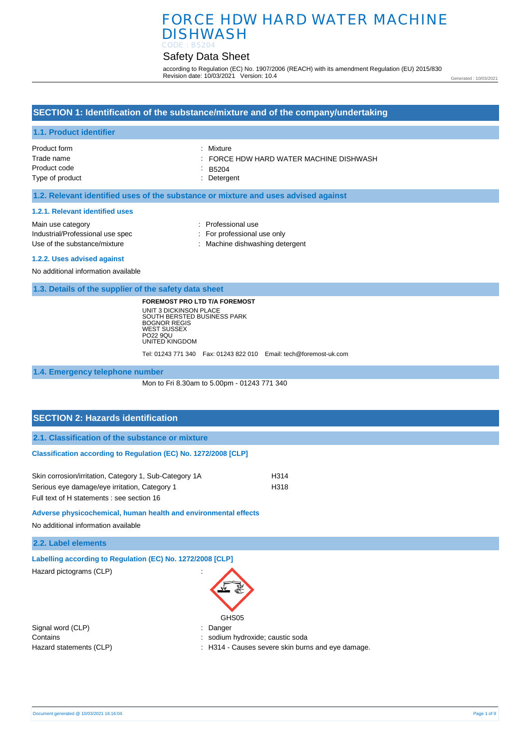# FORCE HDW HARD WATER MACHINE DISHWASH

CODE : B5204

Safety Data Sheet

according to Regulation (EC) No. 1907/2006 (REACH) with its amendment Regulation (EU) 2015/830
Revision date: 10/03/2021 Version: 10.4

Generated : 10/03/2021

## SECTION 1: Identification of the substance/mixture and of the company/undertaking

### 1.1. Product identifier

| | |
|---|---|
| Product form | : Mixture |
| Trade name | : FORCE HDW HARD WATER MACHINE DISHWASH |
| Product code | : B5204 |
| Type of product | : Detergent |

### 1.2. Relevant identified uses of the substance or mixture and uses advised against

#### 1.2.1. Relevant identified uses

| | |
|---|---|
| Main use category | : Professional use |
| Industrial/Professional use spec | : For professional use only |
| Use of the substance/mixture | : Machine dishwashing detergent |

#### 1.2.2. Uses advised against

No additional information available

### 1.3. Details of the supplier of the safety data sheet

**FOREMOST PRO LTD T/A FOREMOST**
UNIT 3 DICKINSON PLACE
SOUTH BERSTED BUSINESS PARK
BOGNOR REGIS
WEST SUSSEX
PO22 9QU
UNITED KINGDOM

Tel: 01243 771 340 Fax: 01243 822 010 Email: tech@foremost-uk.com

### 1.4. Emergency telephone number

Mon to Fri 8.30am to 5.00pm - 01243 771 340

## SECTION 2: Hazards identification

### 2.1. Classification of the substance or mixture

#### Classification according to Regulation (EC) No. 1272/2008 [CLP]

| | |
|---|---|
| Skin corrosion/irritation, Category 1, Sub-Category 1A | H314 |
| Serious eye damage/eye irritation, Category 1 | H318 |

Full text of H statements : see section 16

#### Adverse physicochemical, human health and environmental effects

No additional information available

### 2.2. Label elements

#### Labelling according to Regulation (EC) No. 1272/2008 [CLP]

Hazard pictograms (CLP) :

GHS05

| | |
|---|---|
| Signal word (CLP) | : Danger |
| Contains | : sodium hydroxide; caustic soda |
| Hazard statements (CLP) | : H314 - Causes severe skin burns and eye damage. |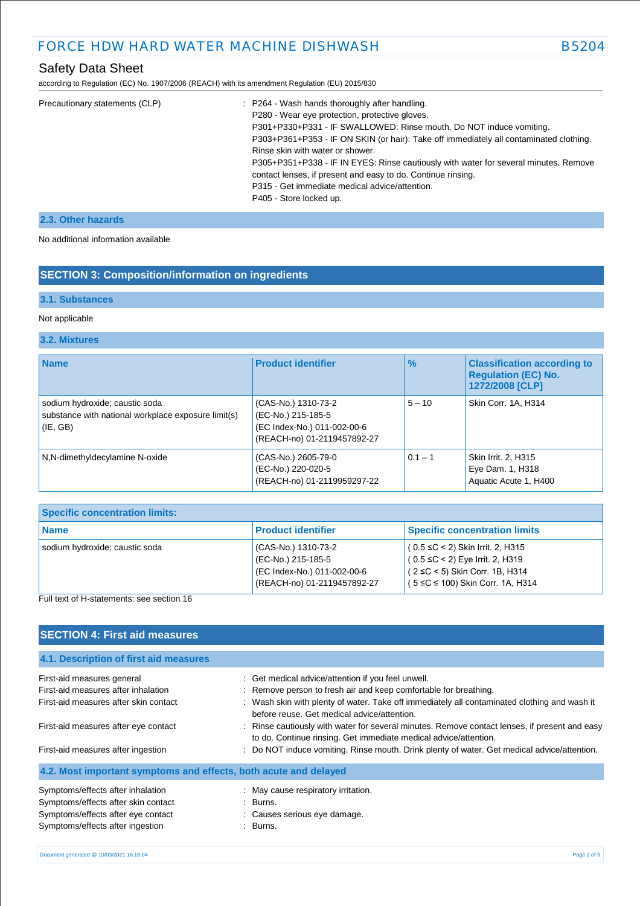| | |
|---|---|
| Precautionary statements (CLP) | : P264 - Wash hands thoroughly after handling.<br>P280 - Wear eye protection, protective gloves.<br>P301+P330+P331 - IF SWALLOWED: Rinse mouth. Do NOT induce vomiting.<br>P303+P361+P353 - IF ON SKIN (or hair): Take off immediately all contaminated clothing. Rinse skin with water or shower.<br>P305+P351+P338 - IF IN EYES: Rinse cautiously with water for several minutes. Remove contact lenses, if present and easy to do. Continue rinsing.<br>P315 - Get immediate medical advice/attention.<br>P405 - Store locked up. |

### 2.3. Other hazards

No additional information available

## SECTION 3: Composition/information on ingredients

### 3.1. Substances

Not applicable

### 3.2. Mixtures

| Name | Product identifier | % | Classification according to Regulation (EC) No. 1272/2008 [CLP] |
|---|---|---|---|
| sodium hydroxide; caustic soda<br>substance with national workplace exposure limit(s) (IE, GB) | (CAS-No.) 1310-73-2<br>(EC-No.) 215-185-5<br>(EC Index-No.) 011-002-00-6<br>(REACH-no) 01-2119457892-27 | 5 – 10 | Skin Corr. 1A, H314 |
| N,N-dimethyldecylamine N-oxide | (CAS-No.) 2605-79-0<br>(EC-No.) 220-020-5<br>(REACH-no) 01-2119959297-22 | 0.1 – 1 | Skin Irrit. 2, H315<br>Eye Dam. 1, H318<br>Aquatic Acute 1, H400 |

| Specific concentration limits: | | |
|---|---|---|
| **Name** | **Product identifier** | **Specific concentration limits** |
| sodium hydroxide; caustic soda | (CAS-No.) 1310-73-2<br>(EC-No.) 215-185-5<br>(EC Index-No.) 011-002-00-6<br>(REACH-no) 01-2119457892-27 | ( 0.5 ≤C < 2) Skin Irrit. 2, H315<br>( 0.5 ≤C < 2) Eye Irrit. 2, H319<br>( 2 ≤C < 5) Skin Corr. 1B, H314<br>( 5 ≤C ≤ 100) Skin Corr. 1A, H314 |

Full text of H-statements: see section 16

## SECTION 4: First aid measures

### 4.1. Description of first aid measures

| | |
|---|---|
| First-aid measures general | : Get medical advice/attention if you feel unwell. |
| First-aid measures after inhalation | : Remove person to fresh air and keep comfortable for breathing. |
| First-aid measures after skin contact | : Wash skin with plenty of water. Take off immediately all contaminated clothing and wash it before reuse. Get medical advice/attention. |
| First-aid measures after eye contact | : Rinse cautiously with water for several minutes. Remove contact lenses, if present and easy to do. Continue rinsing. Get immediate medical advice/attention. |
| First-aid measures after ingestion | : Do NOT induce vomiting. Rinse mouth. Drink plenty of water. Get medical advice/attention. |

### 4.2. Most important symptoms and effects, both acute and delayed

| | |
|---|---|
| Symptoms/effects after inhalation | : May cause respiratory irritation. |
| Symptoms/effects after skin contact | : Burns. |
| Symptoms/effects after eye contact | : Causes serious eye damage. |
| Symptoms/effects after ingestion | : Burns. |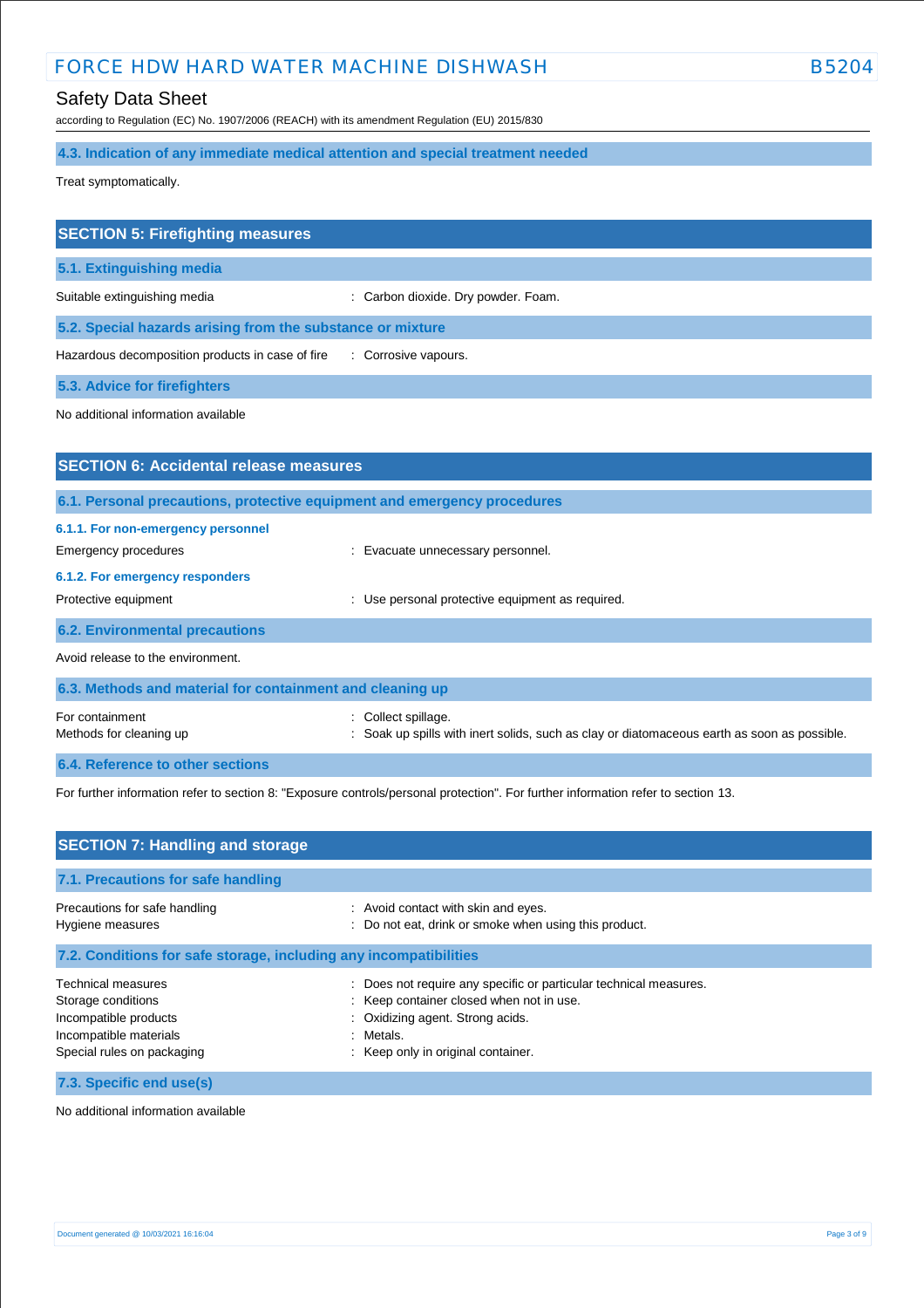### 4.3. Indication of any immediate medical attention and special treatment needed

Treat symptomatically.

## SECTION 5: Firefighting measures

### 5.1. Extinguishing media

| | |
|---|---|
| Suitable extinguishing media | : Carbon dioxide. Dry powder. Foam. |

### 5.2. Special hazards arising from the substance or mixture

| | |
|---|---|
| Hazardous decomposition products in case of fire | : Corrosive vapours. |

### 5.3. Advice for firefighters

No additional information available

## SECTION 6: Accidental release measures

### 6.1. Personal precautions, protective equipment and emergency procedures

#### 6.1.1. For non-emergency personnel

| | |
|---|---|
| Emergency procedures | : Evacuate unnecessary personnel. |

#### 6.1.2. For emergency responders

| | |
|---|---|
| Protective equipment | : Use personal protective equipment as required. |

### 6.2. Environmental precautions

Avoid release to the environment.

### 6.3. Methods and material for containment and cleaning up

| | |
|---|---|
| For containment | : Collect spillage. |
| Methods for cleaning up | : Soak up spills with inert solids, such as clay or diatomaceous earth as soon as possible. |

### 6.4. Reference to other sections

For further information refer to section 8: "Exposure controls/personal protection". For further information refer to section 13.

## SECTION 7: Handling and storage

### 7.1. Precautions for safe handling

| | |
|---|---|
| Precautions for safe handling | : Avoid contact with skin and eyes. |
| Hygiene measures | : Do not eat, drink or smoke when using this product. |

### 7.2. Conditions for safe storage, including any incompatibilities

| | |
|---|---|
| Technical measures | : Does not require any specific or particular technical measures. |
| Storage conditions | : Keep container closed when not in use. |
| Incompatible products | : Oxidizing agent. Strong acids. |
| Incompatible materials | : Metals. |
| Special rules on packaging | : Keep only in original container. |

### 7.3. Specific end use(s)

No additional information available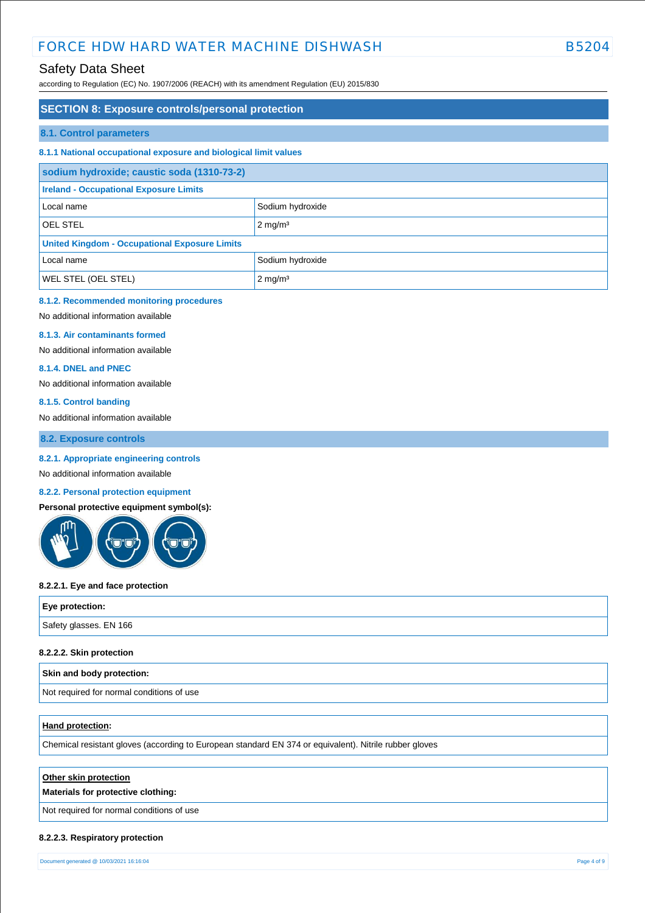## SECTION 8: Exposure controls/personal protection

### 8.1. Control parameters

#### 8.1.1 National occupational exposure and biological limit values

| sodium hydroxide; caustic soda (1310-73-2) | |
|---|---|
| **Ireland - Occupational Exposure Limits** | |
| Local name | Sodium hydroxide |
| OEL STEL | 2 mg/m³ |
| **United Kingdom - Occupational Exposure Limits** | |
| Local name | Sodium hydroxide |
| WEL STEL (OEL STEL) | 2 mg/m³ |

#### 8.1.2. Recommended monitoring procedures

No additional information available

#### 8.1.3. Air contaminants formed

No additional information available

#### 8.1.4. DNEL and PNEC

No additional information available

#### 8.1.5. Control banding

No additional information available

### 8.2. Exposure controls

#### 8.2.1. Appropriate engineering controls

No additional information available

#### 8.2.2. Personal protection equipment

**Personal protective equipment symbol(s):**

**8.2.2.1. Eye and face protection**

| Eye protection: |
|---|
| Safety glasses. EN 166 |

**8.2.2.2. Skin protection**

| Skin and body protection: |
|---|
| Not required for normal conditions of use |

| Hand protection: |
|---|
| Chemical resistant gloves (according to European standard EN 374 or equivalent). Nitrile rubber gloves |

| Other skin protection<br>**Materials for protective clothing:** |
|---|
| Not required for normal conditions of use |

**8.2.2.3. Respiratory protection**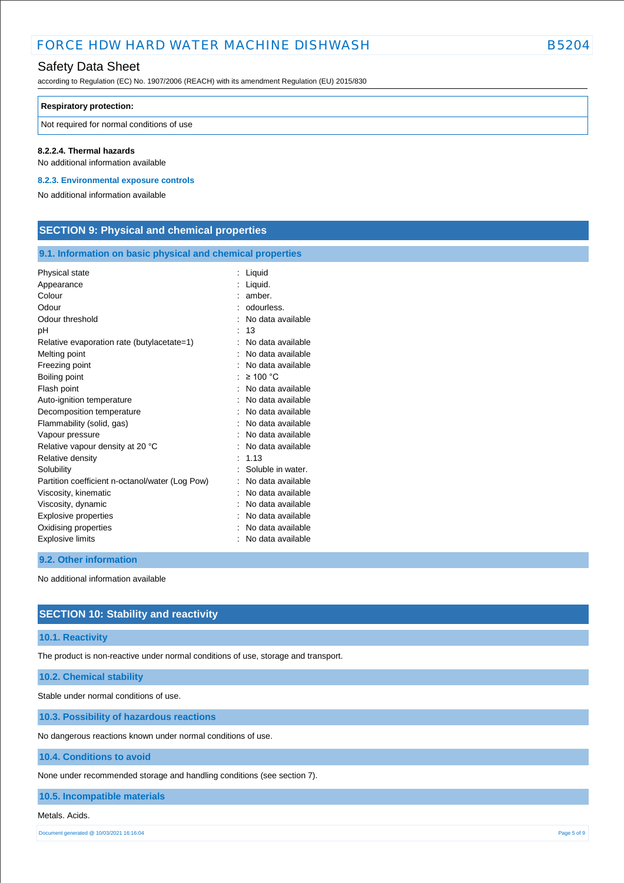| Respiratory protection: |
| --- |
| Not required for normal conditions of use |

**8.2.2.4. Thermal hazards**

No additional information available

### 8.2.3. Environmental exposure controls

No additional information available

## SECTION 9: Physical and chemical properties

### 9.1. Information on basic physical and chemical properties

| | |
| --- | --- |
| Physical state | : Liquid |
| Appearance | : Liquid. |
| Colour | : amber. |
| Odour | : odourless. |
| Odour threshold | : No data available |
| pH | : 13 |
| Relative evaporation rate (butylacetate=1) | : No data available |
| Melting point | : No data available |
| Freezing point | : No data available |
| Boiling point | : ≥ 100 °C |
| Flash point | : No data available |
| Auto-ignition temperature | : No data available |
| Decomposition temperature | : No data available |
| Flammability (solid, gas) | : No data available |
| Vapour pressure | : No data available |
| Relative vapour density at 20 °C | : No data available |
| Relative density | : 1.13 |
| Solubility | : Soluble in water. |
| Partition coefficient n-octanol/water (Log Pow) | : No data available |
| Viscosity, kinematic | : No data available |
| Viscosity, dynamic | : No data available |
| Explosive properties | : No data available |
| Oxidising properties | : No data available |
| Explosive limits | : No data available |

### 9.2. Other information

No additional information available

## SECTION 10: Stability and reactivity

### 10.1. Reactivity

The product is non-reactive under normal conditions of use, storage and transport.

### 10.2. Chemical stability

Stable under normal conditions of use.

### 10.3. Possibility of hazardous reactions

No dangerous reactions known under normal conditions of use.

### 10.4. Conditions to avoid

None under recommended storage and handling conditions (see section 7).

### 10.5. Incompatible materials

Metals. Acids.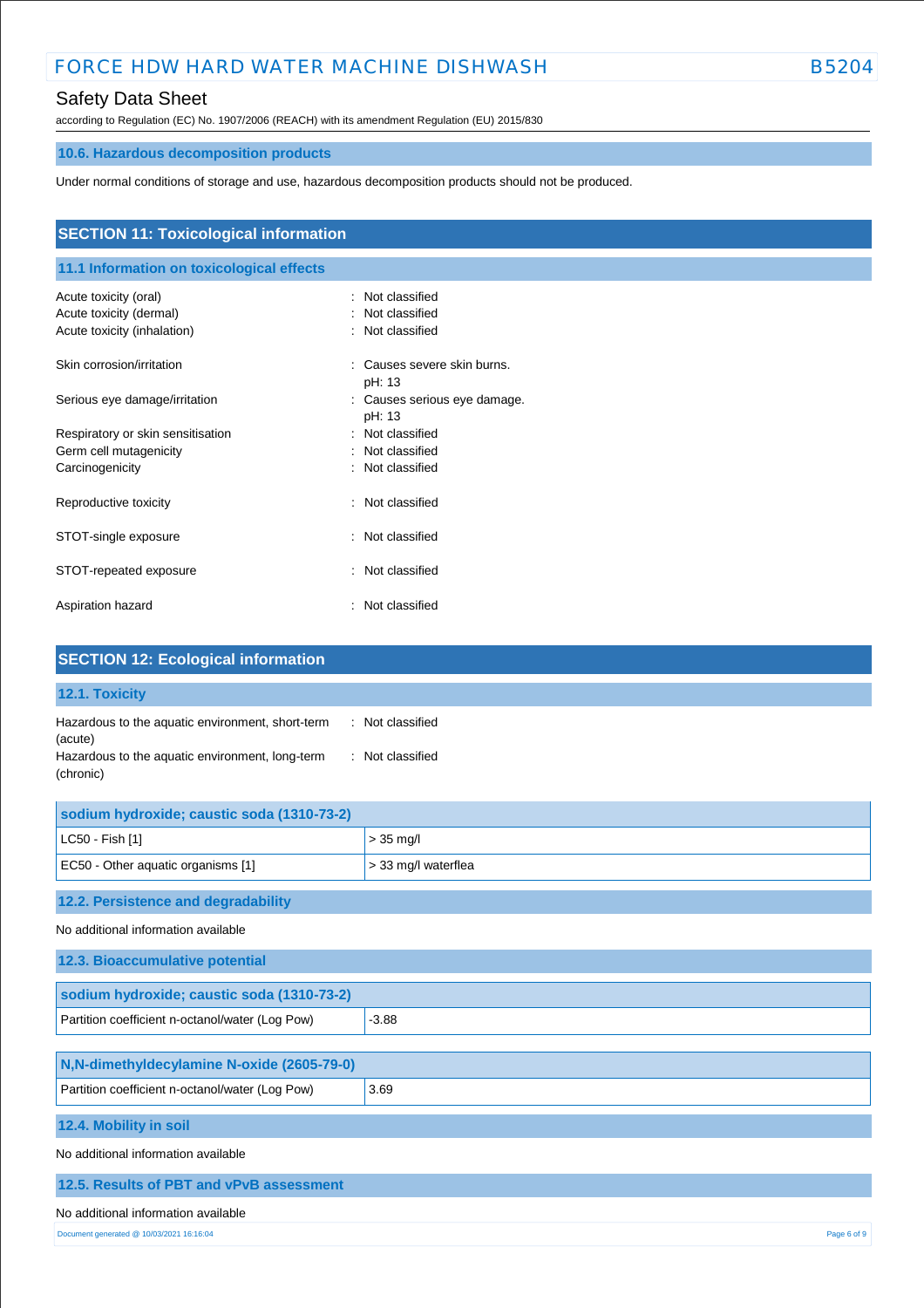### 10.6. Hazardous decomposition products

Under normal conditions of storage and use, hazardous decomposition products should not be produced.

## SECTION 11: Toxicological information

### 11.1 Information on toxicological effects

| | |
|---|---|
| Acute toxicity (oral) | : Not classified |
| Acute toxicity (dermal) | : Not classified |
| Acute toxicity (inhalation) | : Not classified |
| Skin corrosion/irritation | : Causes severe skin burns. pH: 13 |
| Serious eye damage/irritation | : Causes serious eye damage. pH: 13 |
| Respiratory or skin sensitisation | : Not classified |
| Germ cell mutagenicity | : Not classified |
| Carcinogenicity | : Not classified |
| Reproductive toxicity | : Not classified |
| STOT-single exposure | : Not classified |
| STOT-repeated exposure | : Not classified |
| Aspiration hazard | : Not classified |

## SECTION 12: Ecological information

### 12.1. Toxicity

| | |
|---|---|
| Hazardous to the aquatic environment, short-term (acute) | : Not classified |
| Hazardous to the aquatic environment, long-term (chronic) | : Not classified |

| sodium hydroxide; caustic soda (1310-73-2) | |
|---|---|
| LC50 - Fish [1] | > 35 mg/l |
| EC50 - Other aquatic organisms [1] | > 33 mg/l waterflea |

### 12.2. Persistence and degradability

No additional information available

### 12.3. Bioaccumulative potential

| sodium hydroxide; caustic soda (1310-73-2) | |
|---|---|
| Partition coefficient n-octanol/water (Log Pow) | -3.88 |

| N,N-dimethyldecylamine N-oxide (2605-79-0) | |
|---|---|
| Partition coefficient n-octanol/water (Log Pow) | 3.69 |

### 12.4. Mobility in soil

No additional information available

### 12.5. Results of PBT and vPvB assessment

No additional information available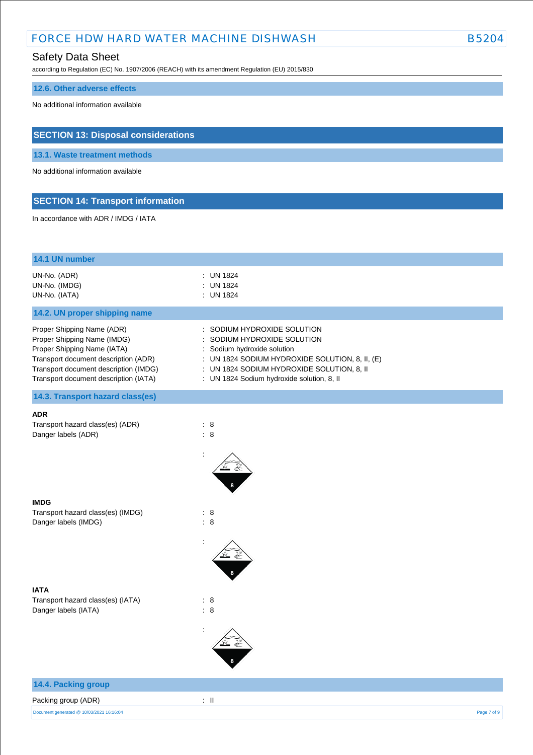## 12.6. Other adverse effects

No additional information available

# SECTION 13: Disposal considerations

## 13.1. Waste treatment methods

No additional information available

# SECTION 14: Transport information

In accordance with ADR / IMDG / IATA

## 14.1 UN number

| | |
|---|---|
| UN-No. (ADR) | : UN 1824 |
| UN-No. (IMDG) | : UN 1824 |
| UN-No. (IATA) | : UN 1824 |

## 14.2. UN proper shipping name

| | |
|---|---|
| Proper Shipping Name (ADR) | : SODIUM HYDROXIDE SOLUTION |
| Proper Shipping Name (IMDG) | : SODIUM HYDROXIDE SOLUTION |
| Proper Shipping Name (IATA) | : Sodium hydroxide solution |
| Transport document description (ADR) | : UN 1824 SODIUM HYDROXIDE SOLUTION, 8, II, (E) |
| Transport document description (IMDG) | : UN 1824 SODIUM HYDROXIDE SOLUTION, 8, II |
| Transport document description (IATA) | : UN 1824 Sodium hydroxide solution, 8, II |

## 14.3. Transport hazard class(es)

**ADR**

| | |
|---|---|
| Transport hazard class(es) (ADR) | : 8 |
| Danger labels (ADR) | : 8 |

:

**IMDG**

| | |
|---|---|
| Transport hazard class(es) (IMDG) | : 8 |
| Danger labels (IMDG) | : 8 |

:

**IATA**

| | |
|---|---|
| Transport hazard class(es) (IATA) | : 8 |
| Danger labels (IATA) | : 8 |

:

## 14.4. Packing group

| | |
|---|---|
| Packing group (ADR) | : II |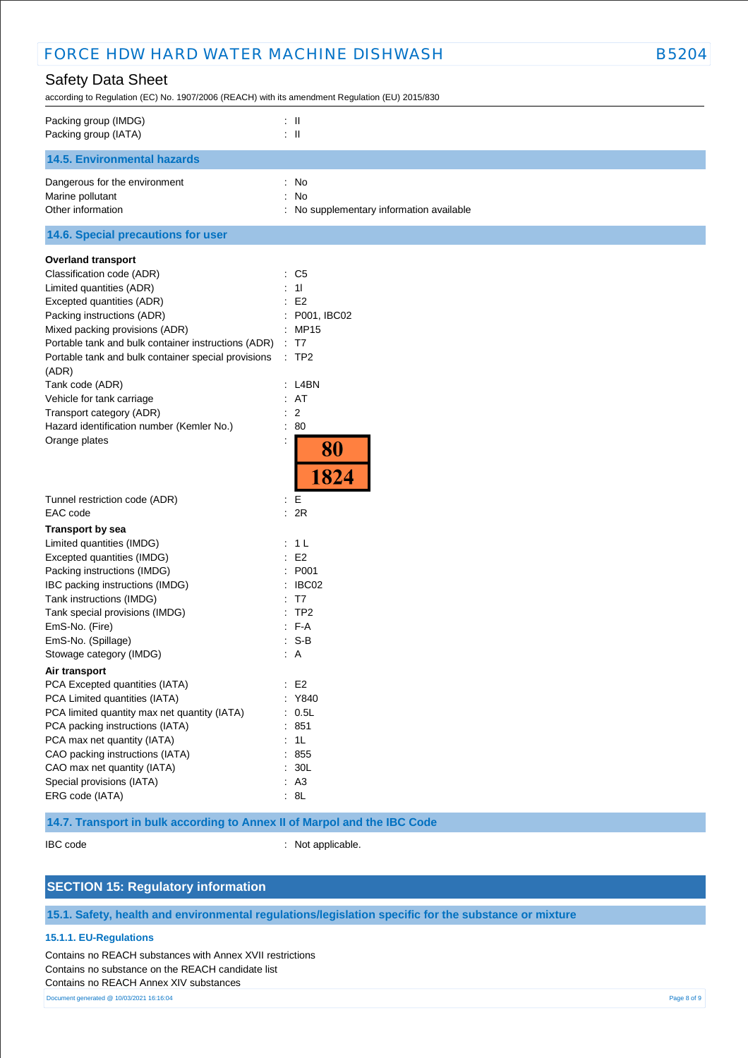Packing group (IMDG) : II
Packing group (IATA) : II

### 14.5. Environmental hazards

Dangerous for the environment : No
Marine pollutant : No
Other information : No supplementary information available

### 14.6. Special precautions for user

**Overland transport**

Classification code (ADR) : C5
Limited quantities (ADR) : 1l
Excepted quantities (ADR) : E2
Packing instructions (ADR) : P001, IBC02
Mixed packing provisions (ADR) : MP15
Portable tank and bulk container instructions (ADR) : T7
Portable tank and bulk container special provisions (ADR) : TP2
Tank code (ADR) : L4BN
Vehicle for tank carriage : AT
Transport category (ADR) : 2
Hazard identification number (Kemler No.) : 80
Orange plates :

| 80 |
|---|
| 1824 |

Tunnel restriction code (ADR) : E
EAC code : 2R

**Transport by sea**

Limited quantities (IMDG) : 1 L
Excepted quantities (IMDG) : E2
Packing instructions (IMDG) : P001
IBC packing instructions (IMDG) : IBC02
Tank instructions (IMDG) : T7
Tank special provisions (IMDG) : TP2
EmS-No. (Fire) : F-A
EmS-No. (Spillage) : S-B
Stowage category (IMDG) : A

**Air transport**

PCA Excepted quantities (IATA) : E2
PCA Limited quantities (IATA) : Y840
PCA limited quantity max net quantity (IATA) : 0.5L
PCA packing instructions (IATA) : 851
PCA max net quantity (IATA) : 1L
CAO packing instructions (IATA) : 855
CAO max net quantity (IATA) : 30L
Special provisions (IATA) : A3
ERG code (IATA) : 8L

### 14.7. Transport in bulk according to Annex II of Marpol and the IBC Code

IBC code : Not applicable.

## SECTION 15: Regulatory information

### 15.1. Safety, health and environmental regulations/legislation specific for the substance or mixture

#### 15.1.1. EU-Regulations

Contains no REACH substances with Annex XVII restrictions
Contains no substance on the REACH candidate list
Contains no REACH Annex XIV substances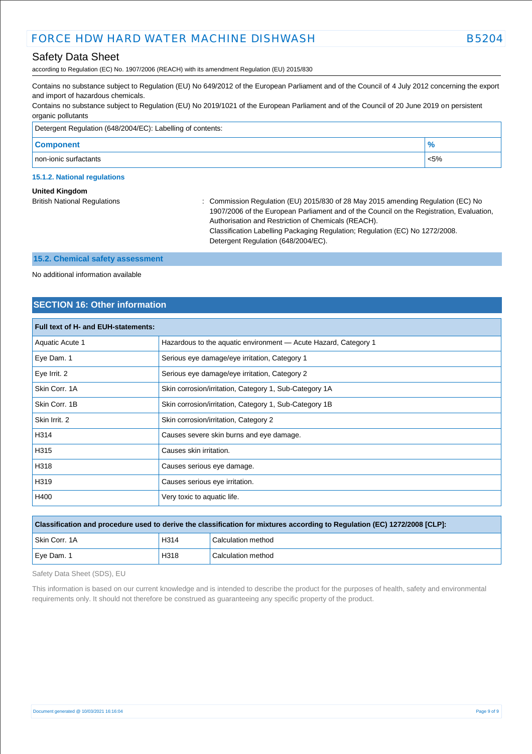Contains no substance subject to Regulation (EU) No 649/2012 of the European Parliament and of the Council of 4 July 2012 concerning the export and import of hazardous chemicals.
Contains no substance subject to Regulation (EU) No 2019/1021 of the European Parliament and of the Council of 20 June 2019 on persistent organic pollutants

| Detergent Regulation (648/2004/EC): Labelling of contents: | |
|---|---|
| **Component** | **%** |
| non-ionic surfactants | <5% |

#### 15.1.2. National regulations

**United Kingdom**

British National Regulations : Commission Regulation (EU) 2015/830 of 28 May 2015 amending Regulation (EC) No 1907/2006 of the European Parliament and of the Council on the Registration, Evaluation, Authorisation and Restriction of Chemicals (REACH).
Classification Labelling Packaging Regulation; Regulation (EC) No 1272/2008.
Detergent Regulation (648/2004/EC).

### 15.2. Chemical safety assessment

No additional information available

## SECTION 16: Other information

| **Full text of H- and EUH-statements:** | |
|---|---|
| Aquatic Acute 1 | Hazardous to the aquatic environment — Acute Hazard, Category 1 |
| Eye Dam. 1 | Serious eye damage/eye irritation, Category 1 |
| Eye Irrit. 2 | Serious eye damage/eye irritation, Category 2 |
| Skin Corr. 1A | Skin corrosion/irritation, Category 1, Sub-Category 1A |
| Skin Corr. 1B | Skin corrosion/irritation, Category 1, Sub-Category 1B |
| Skin Irrit. 2 | Skin corrosion/irritation, Category 2 |
| H314 | Causes severe skin burns and eye damage. |
| H315 | Causes skin irritation. |
| H318 | Causes serious eye damage. |
| H319 | Causes serious eye irritation. |
| H400 | Very toxic to aquatic life. |

| **Classification and procedure used to derive the classification for mixtures according to Regulation (EC) 1272/2008 [CLP]:** | | |
|---|---|---|
| Skin Corr. 1A | H314 | Calculation method |
| Eye Dam. 1 | H318 | Calculation method |

Safety Data Sheet (SDS), EU

This information is based on our current knowledge and is intended to describe the product for the purposes of health, safety and environmental requirements only. It should not therefore be construed as guaranteeing any specific property of the product.